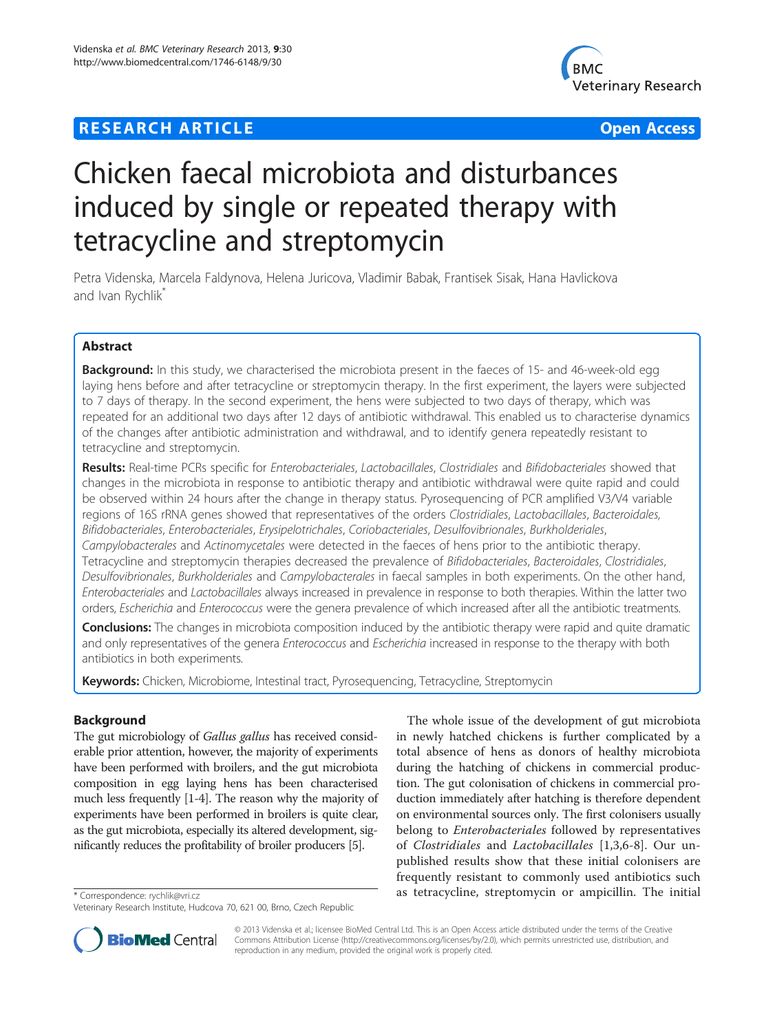RESEARCH ARTICLE Open Access

# Chicken faecal microbiota and disturbances induced by single or repeated therapy with tetracycline and streptomycin

Petra Videnska, Marcela Faldynova, Helena Juricova, Vladimir Babak, Frantisek Sisak, Hana Havlickova and Ivan Rychlik*

## Abstract

**Background:** In this study, we characterised the microbiota present in the faeces of 15- and 46-week-old egg laying hens before and after tetracycline or streptomycin therapy. In the first experiment, the layers were subjected to 7 days of therapy. In the second experiment, the hens were subjected to two days of therapy, which was repeated for an additional two days after 12 days of antibiotic withdrawal. This enabled us to characterise dynamics of the changes after antibiotic administration and withdrawal, and to identify genera repeatedly resistant to tetracycline and streptomycin.

**Results:** Real-time PCRs specific for *Enterobacteriales*, *Lactobacillales*, *Clostridiales* and *Bifidobacteriales* showed that changes in the microbiota in response to antibiotic therapy and antibiotic withdrawal were quite rapid and could be observed within 24 hours after the change in therapy status. Pyrosequencing of PCR amplified V3/V4 variable regions of 16S rRNA genes showed that representatives of the orders *Clostridiales*, *Lactobacillales*, *Bacteroidales*, *Bifidobacteriales*, *Enterobacteriales*, *Erysipelotrichales*, *Coriobacteriales*, *Desulfovibrionales*, *Burkholderiales*, *Campylobacterales* and *Actinomycetales* were detected in the faeces of hens prior to the antibiotic therapy. Tetracycline and streptomycin therapies decreased the prevalence of *Bifidobacteriales*, *Bacteroidales*, *Clostridiales*, *Desulfovibrionales*, *Burkholderiales* and *Campylobacterales* in faecal samples in both experiments. On the other hand, *Enterobacteriales* and *Lactobacillales* always increased in prevalence in response to both therapies. Within the latter two orders, *Escherichia* and *Enterococcus* were the genera prevalence of which increased after all the antibiotic treatments.

**Conclusions:** The changes in microbiota composition induced by the antibiotic therapy were rapid and quite dramatic and only representatives of the genera *Enterococcus* and *Escherichia* increased in response to the therapy with both antibiotics in both experiments.

**Keywords:** Chicken, Microbiome, Intestinal tract, Pyrosequencing, Tetracycline, Streptomycin

## Background

The gut microbiology of *Gallus gallus* has received considerable prior attention, however, the majority of experiments have been performed with broilers, and the gut microbiota composition in egg laying hens has been characterised much less frequently [1-4]. The reason why the majority of experiments have been performed in broilers is quite clear, as the gut microbiota, especially its altered development, significantly reduces the profitability of broiler producers [5].

The whole issue of the development of gut microbiota in newly hatched chickens is further complicated by a total absence of hens as donors of healthy microbiota during the hatching of chickens in commercial production. The gut colonisation of chickens in commercial production immediately after hatching is therefore dependent on environmental sources only. The first colonisers usually belong to *Enterobacteriales* followed by representatives of *Clostridiales* and *Lactobacillales* [1,3,6-8]. Our unpublished results show that these initial colonisers are frequently resistant to commonly used antibiotics such as tetracycline, streptomycin or ampicillin. The initial

* Correspondence: rychlik@vri.cz
Veterinary Research Institute, Hudcova 70, 621 00, Brno, Czech Republic

© 2013 Videnska et al.; licensee BioMed Central Ltd. This is an Open Access article distributed under the terms of the Creative Commons Attribution License (http://creativecommons.org/licenses/by/2.0), which permits unrestricted use, distribution, and reproduction in any medium, provided the original work is properly cited.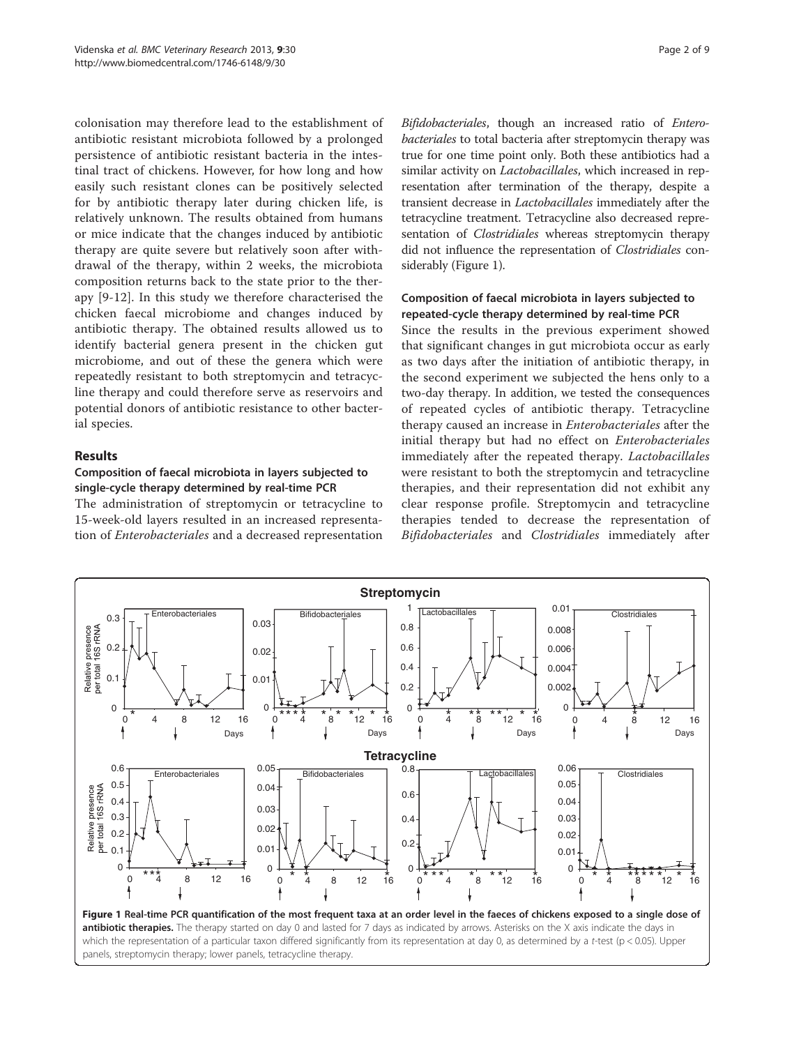colonisation may therefore lead to the establishment of antibiotic resistant microbiota followed by a prolonged persistence of antibiotic resistant bacteria in the intestinal tract of chickens. However, for how long and how easily such resistant clones can be positively selected for by antibiotic therapy later during chicken life, is relatively unknown. The results obtained from humans or mice indicate that the changes induced by antibiotic therapy are quite severe but relatively soon after withdrawal of the therapy, within 2 weeks, the microbiota composition returns back to the state prior to the therapy [9-12]. In this study we therefore characterised the chicken faecal microbiome and changes induced by antibiotic therapy. The obtained results allowed us to identify bacterial genera present in the chicken gut microbiome, and out of these the genera which were repeatedly resistant to both streptomycin and tetracycline therapy and could therefore serve as reservoirs and potential donors of antibiotic resistance to other bacterial species.

## Results

### Composition of faecal microbiota in layers subjected to single-cycle therapy determined by real-time PCR

The administration of streptomycin or tetracycline to 15-week-old layers resulted in an increased representation of *Enterobacteriales* and a decreased representation *Bifidobacteriales*, though an increased ratio of *Enterobacteriales* to total bacteria after streptomycin therapy was true for one time point only. Both these antibiotics had a similar activity on *Lactobacillales*, which increased in representation after termination of the therapy, despite a transient decrease in *Lactobacillales* immediately after the tetracycline treatment. Tetracycline also decreased representation of *Clostridiales* whereas streptomycin therapy did not influence the representation of *Clostridiales* considerably (Figure 1).

### Composition of faecal microbiota in layers subjected to repeated-cycle therapy determined by real-time PCR

Since the results in the previous experiment showed that significant changes in gut microbiota occur as early as two days after the initiation of antibiotic therapy, in the second experiment we subjected the hens only to a two-day therapy. In addition, we tested the consequences of repeated cycles of antibiotic therapy. Tetracycline therapy caused an increase in *Enterobacteriales* after the initial therapy but had no effect on *Enterobacteriales* immediately after the repeated therapy. *Lactobacillales* were resistant to both the streptomycin and tetracycline therapies, and their representation did not exhibit any clear response profile. Streptomycin and tetracycline therapies tended to decrease the representation of *Bifidobacteriales* and *Clostridiales* immediately after

**Figure 1 Real-time PCR quantification of the most frequent taxa at an order level in the faeces of chickens exposed to a single dose of antibiotic therapies.** The therapy started on day 0 and lasted for 7 days as indicated by arrows. Asterisks on the X axis indicate the days in which the representation of a particular taxon differed significantly from its representation at day 0, as determined by a *t*-test ($p < 0.05$). Upper panels, streptomycin therapy; lower panels, tetracycline therapy.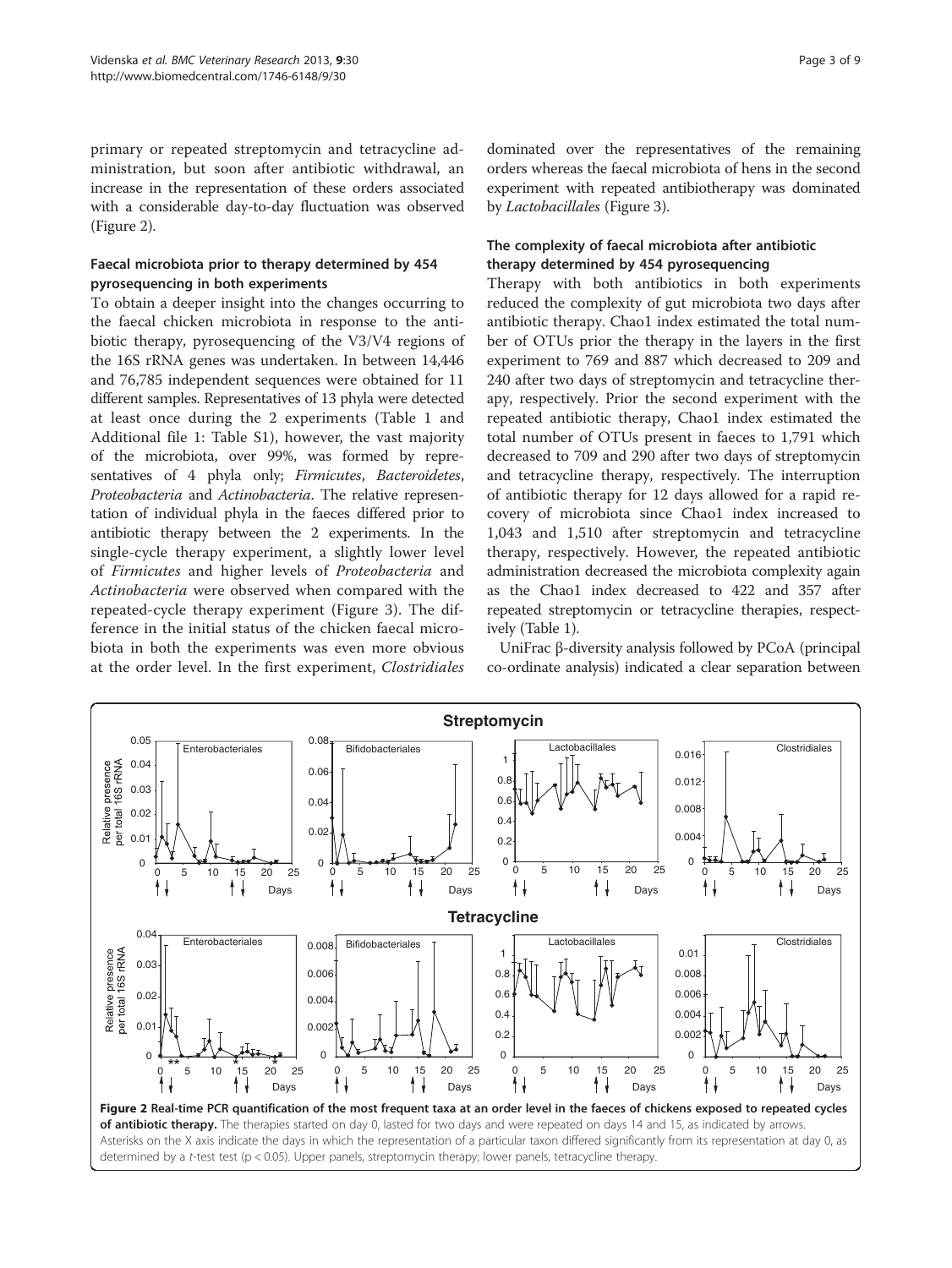primary or repeated streptomycin and tetracycline administration, but soon after antibiotic withdrawal, an increase in the representation of these orders associated with a considerable day-to-day fluctuation was observed (Figure 2).

### Faecal microbiota prior to therapy determined by 454 pyrosequencing in both experiments

To obtain a deeper insight into the changes occurring to the faecal chicken microbiota in response to the antibiotic therapy, pyrosequencing of the V3/V4 regions of the 16S rRNA genes was undertaken. In between 14,446 and 76,785 independent sequences were obtained for 11 different samples. Representatives of 13 phyla were detected at least once during the 2 experiments (Table 1 and Additional file 1: Table S1), however, the vast majority of the microbiota, over 99%, was formed by representatives of 4 phyla only; *Firmicutes*, *Bacteroidetes*, *Proteobacteria* and *Actinobacteria*. The relative representation of individual phyla in the faeces differed prior to antibiotic therapy between the 2 experiments. In the single-cycle therapy experiment, a slightly lower level of *Firmicutes* and higher levels of *Proteobacteria* and *Actinobacteria* were observed when compared with the repeated-cycle therapy experiment (Figure 3). The difference in the initial status of the chicken faecal microbiota in both the experiments was even more obvious at the order level. In the first experiment, *Clostridiales* dominated over the representatives of the remaining orders whereas the faecal microbiota of hens in the second experiment with repeated antibiotherapy was dominated by *Lactobacillales* (Figure 3).

### The complexity of faecal microbiota after antibiotic therapy determined by 454 pyrosequencing

Therapy with both antibiotics in both experiments reduced the complexity of gut microbiota two days after antibiotic therapy. Chao1 index estimated the total number of OTUs prior the therapy in the layers in the first experiment to 769 and 887 which decreased to 209 and 240 after two days of streptomycin and tetracycline therapy, respectively. Prior the second experiment with the repeated antibiotic therapy, Chao1 index estimated the total number of OTUs present in faeces to 1,791 which decreased to 709 and 290 after two days of streptomycin and tetracycline therapy, respectively. The interruption of antibiotic therapy for 12 days allowed for a rapid recovery of microbiota since Chao1 index increased to 1,043 and 1,510 after streptomycin and tetracycline therapy, respectively. However, the repeated antibiotic administration decreased the microbiota complexity again as the Chao1 index decreased to 422 and 357 after repeated streptomycin or tetracycline therapies, respectively (Table 1).

UniFrac β-diversity analysis followed by PCoA (principal co-ordinate analysis) indicated a clear separation between

**Figure 2 Real-time PCR quantification of the most frequent taxa at an order level in the faeces of chickens exposed to repeated cycles of antibiotic therapy.** The therapies started on day 0, lasted for two days and were repeated on days 14 and 15, as indicated by arrows. Asterisks on the X axis indicate the days in which the representation of a particular taxon differed significantly from its representation at day 0, as determined by a *t*-test test ($p < 0.05$). Upper panels, streptomycin therapy; lower panels, tetracycline therapy.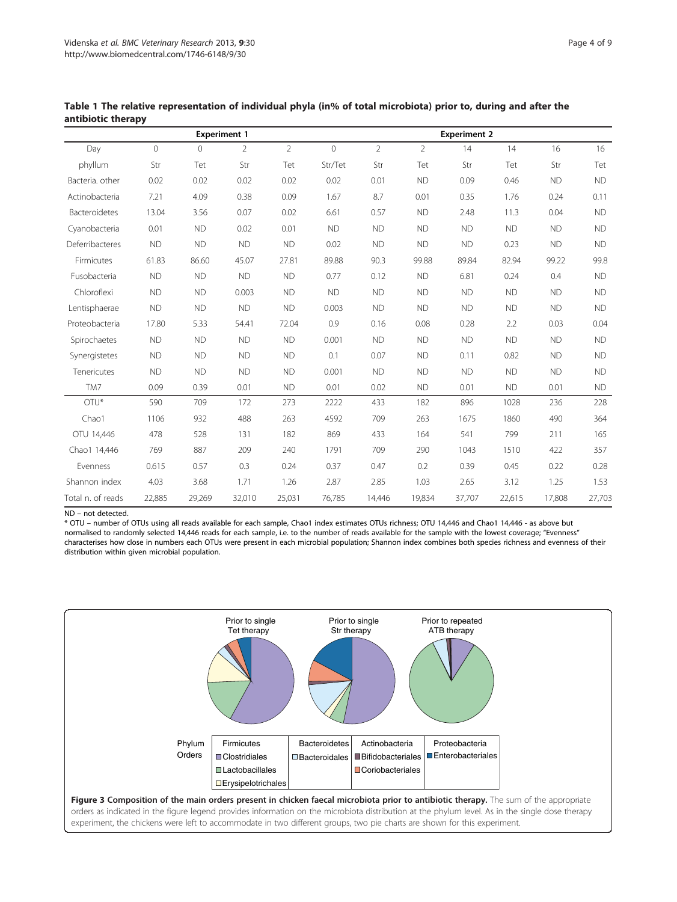**Table 1 The relative representation of individual phyla (in% of total microbiota) prior to, during and after the antibiotic therapy**

| | Experiment 1 | | | | Experiment 2 | | | | | | |
|---|---|---|---|---|---|---|---|---|---|---|---|
| Day | 0 | 0 | 2 | 2 | 0 | 2 | 2 | 14 | 14 | 16 | 16 |
| phyllum | Str | Tet | Str | Tet | Str/Tet | Str | Tet | Str | Tet | Str | Tet |
| Bacteria. other | 0.02 | 0.02 | 0.02 | 0.02 | 0.02 | 0.01 | ND | 0.09 | 0.46 | ND | ND |
| Actinobacteria | 7.21 | 4.09 | 0.38 | 0.09 | 1.67 | 8.7 | 0.01 | 0.35 | 1.76 | 0.24 | 0.11 |
| Bacteroidetes | 13.04 | 3.56 | 0.07 | 0.02 | 6.61 | 0.57 | ND | 2.48 | 11.3 | 0.04 | ND |
| Cyanobacteria | 0.01 | ND | 0.02 | 0.01 | ND | ND | ND | ND | ND | ND | ND |
| Deferribacteres | ND | ND | ND | ND | 0.02 | ND | ND | ND | 0.23 | ND | ND |
| Firmicutes | 61.83 | 86.60 | 45.07 | 27.81 | 89.88 | 90.3 | 99.88 | 89.84 | 82.94 | 99.22 | 99.8 |
| Fusobacteria | ND | ND | ND | ND | 0.77 | 0.12 | ND | 6.81 | 0.24 | 0.4 | ND |
| Chloroflexi | ND | ND | 0.003 | ND | ND | ND | ND | ND | ND | ND | ND |
| Lentisphaerae | ND | ND | ND | ND | 0.003 | ND | ND | ND | ND | ND | ND |
| Proteobacteria | 17.80 | 5.33 | 54.41 | 72.04 | 0.9 | 0.16 | 0.08 | 0.28 | 2.2 | 0.03 | 0.04 |
| Spirochaetes | ND | ND | ND | ND | 0.001 | ND | ND | ND | ND | ND | ND |
| Synergistetes | ND | ND | ND | ND | 0.1 | 0.07 | ND | 0.11 | 0.82 | ND | ND |
| Tenericutes | ND | ND | ND | ND | 0.001 | ND | ND | ND | ND | ND | ND |
| TM7 | 0.09 | 0.39 | 0.01 | ND | 0.01 | 0.02 | ND | 0.01 | ND | 0.01 | ND |
| OTU* | 590 | 709 | 172 | 273 | 2222 | 433 | 182 | 896 | 1028 | 236 | 228 |
| Chao1 | 1106 | 932 | 488 | 263 | 4592 | 709 | 263 | 1675 | 1860 | 490 | 364 |
| OTU 14,446 | 478 | 528 | 131 | 182 | 869 | 433 | 164 | 541 | 799 | 211 | 165 |
| Chao1 14,446 | 769 | 887 | 209 | 240 | 1791 | 709 | 290 | 1043 | 1510 | 422 | 357 |
| Evenness | 0.615 | 0.57 | 0.3 | 0.24 | 0.37 | 0.47 | 0.2 | 0.39 | 0.45 | 0.22 | 0.28 |
| Shannon index | 4.03 | 3.68 | 1.71 | 1.26 | 2.87 | 2.85 | 1.03 | 2.65 | 3.12 | 1.25 | 1.53 |
| Total n. of reads | 22,885 | 29,269 | 32,010 | 25,031 | 76,785 | 14,446 | 19,834 | 37,707 | 22,615 | 17,808 | 27,703 |

ND – not detected.

* OTU – number of OTUs using all reads available for each sample, Chao1 index estimates OTUs richness; OTU 14,446 and Chao1 14,446 - as above but normalised to randomly selected 14,446 reads for each sample, i.e. to the number of reads available for the sample with the lowest coverage; "Evenness" characterises how close in numbers each OTUs were present in each microbial population; Shannon index combines both species richness and evenness of their distribution within given microbial population.

**Figure 3 Composition of the main orders present in chicken faecal microbiota prior to antibiotic therapy.** The sum of the appropriate orders as indicated in the figure legend provides information on the microbiota distribution at the phylum level. As in the single dose therapy experiment, the chickens were left to accommodate in two different groups, two pie charts are shown for this experiment.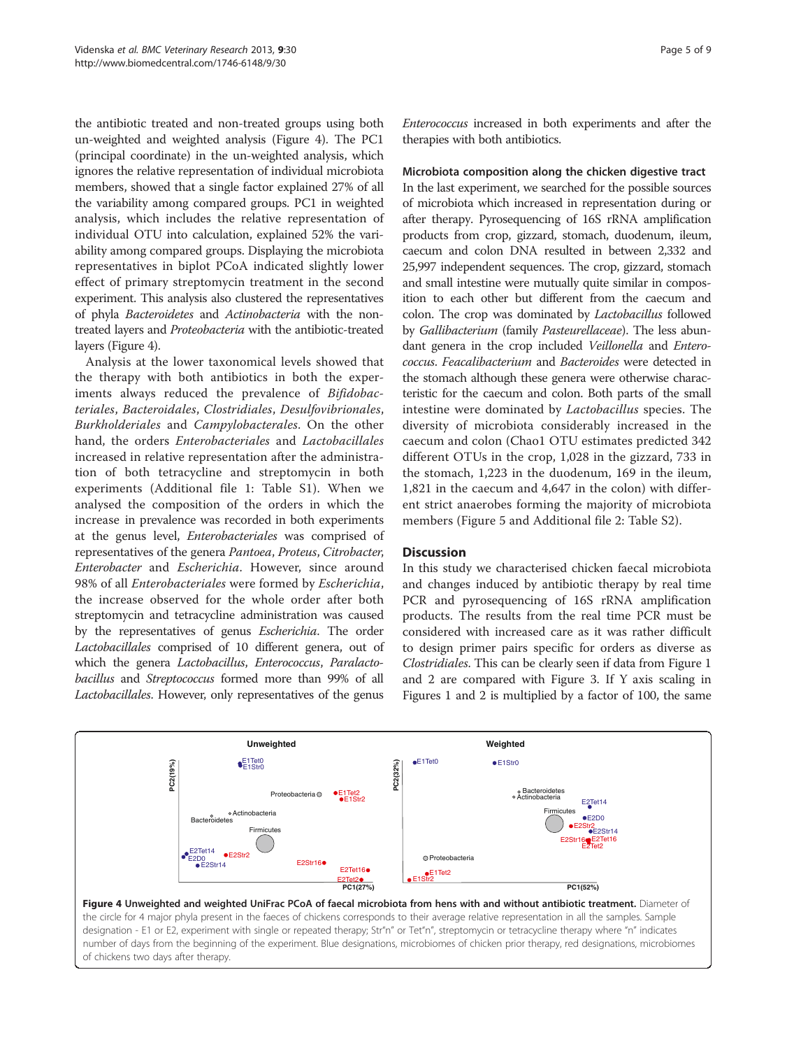the antibiotic treated and non-treated groups using both un-weighted and weighted analysis (Figure 4). The PC1 (principal coordinate) in the un-weighted analysis, which ignores the relative representation of individual microbiota members, showed that a single factor explained 27% of all the variability among compared groups. PC1 in weighted analysis, which includes the relative representation of individual OTU into calculation, explained 52% the variability among compared groups. Displaying the microbiota representatives in biplot PCoA indicated slightly lower effect of primary streptomycin treatment in the second experiment. This analysis also clustered the representatives of phyla *Bacteroidetes* and *Actinobacteria* with the non-treated layers and *Proteobacteria* with the antibiotic-treated layers (Figure 4).

Analysis at the lower taxonomical levels showed that the therapy with both antibiotics in both the experiments always reduced the prevalence of *Bifidobacteriales*, *Bacteroidales*, *Clostridiales*, *Desulfovibrionales*, *Burkholderiales* and *Campylobacterales*. On the other hand, the orders *Enterobacteriales* and *Lactobacillales* increased in relative representation after the administration of both tetracycline and streptomycin in both experiments (Additional file 1: Table S1). When we analysed the composition of the orders in which the increase in prevalence was recorded in both experiments at the genus level, *Enterobacteriales* was comprised of representatives of the genera *Pantoea*, *Proteus*, *Citrobacter*, *Enterobacter* and *Escherichia*. However, since around 98% of all *Enterobacteriales* were formed by *Escherichia*, the increase observed for the whole order after both streptomycin and tetracycline administration was caused by the representatives of genus *Escherichia*. The order *Lactobacillales* comprised of 10 different genera, out of which the genera *Lactobacillus*, *Enterococcus*, *Paralactobacillus* and *Streptococcus* formed more than 99% of all *Lactobacillales*. However, only representatives of the genus *Enterococcus* increased in both experiments and after the therapies with both antibiotics.

### Microbiota composition along the chicken digestive tract

In the last experiment, we searched for the possible sources of microbiota which increased in representation during or after therapy. Pyrosequencing of 16S rRNA amplification products from crop, gizzard, stomach, duodenum, ileum, caecum and colon DNA resulted in between 2,332 and 25,997 independent sequences. The crop, gizzard, stomach and small intestine were mutually quite similar in composition to each other but different from the caecum and colon. The crop was dominated by *Lactobacillus* followed by *Gallibacterium* (family *Pasteurellaceae*). The less abundant genera in the crop included *Veillonella* and *Enterococcus*. *Feacalibacterium* and *Bacteroides* were detected in the stomach although these genera were otherwise characteristic for the caecum and colon. Both parts of the small intestine were dominated by *Lactobacillus* species. The diversity of microbiota considerably increased in the caecum and colon (Chao1 OTU estimates predicted 342 different OTUs in the crop, 1,028 in the gizzard, 733 in the stomach, 1,223 in the duodenum, 169 in the ileum, 1,821 in the caecum and 4,647 in the colon) with different strict anaerobes forming the majority of microbiota members (Figure 5 and Additional file 2: Table S2).

## Discussion

In this study we characterised chicken faecal microbiota and changes induced by antibiotic therapy by real time PCR and pyrosequencing of 16S rRNA amplification products. The results from the real time PCR must be considered with increased care as it was rather difficult to design primer pairs specific for orders as diverse as *Clostridiales*. This can be clearly seen if data from Figure 1 and 2 are compared with Figure 3. If Y axis scaling in Figures 1 and 2 is multiplied by a factor of 100, the same

**Figure 4 Unweighted and weighted UniFrac PCoA of faecal microbiota from hens with and without antibiotic treatment.** Diameter of the circle for 4 major phyla present in the faeces of chickens corresponds to their average relative representation in all the samples. Sample designation - E1 or E2, experiment with single or repeated therapy; Str"n" or Tet"n", streptomycin or tetracycline therapy where "n" indicates number of days from the beginning of the experiment. Blue designations, microbiomes of chicken prior therapy, red designations, microbiomes of chickens two days after therapy.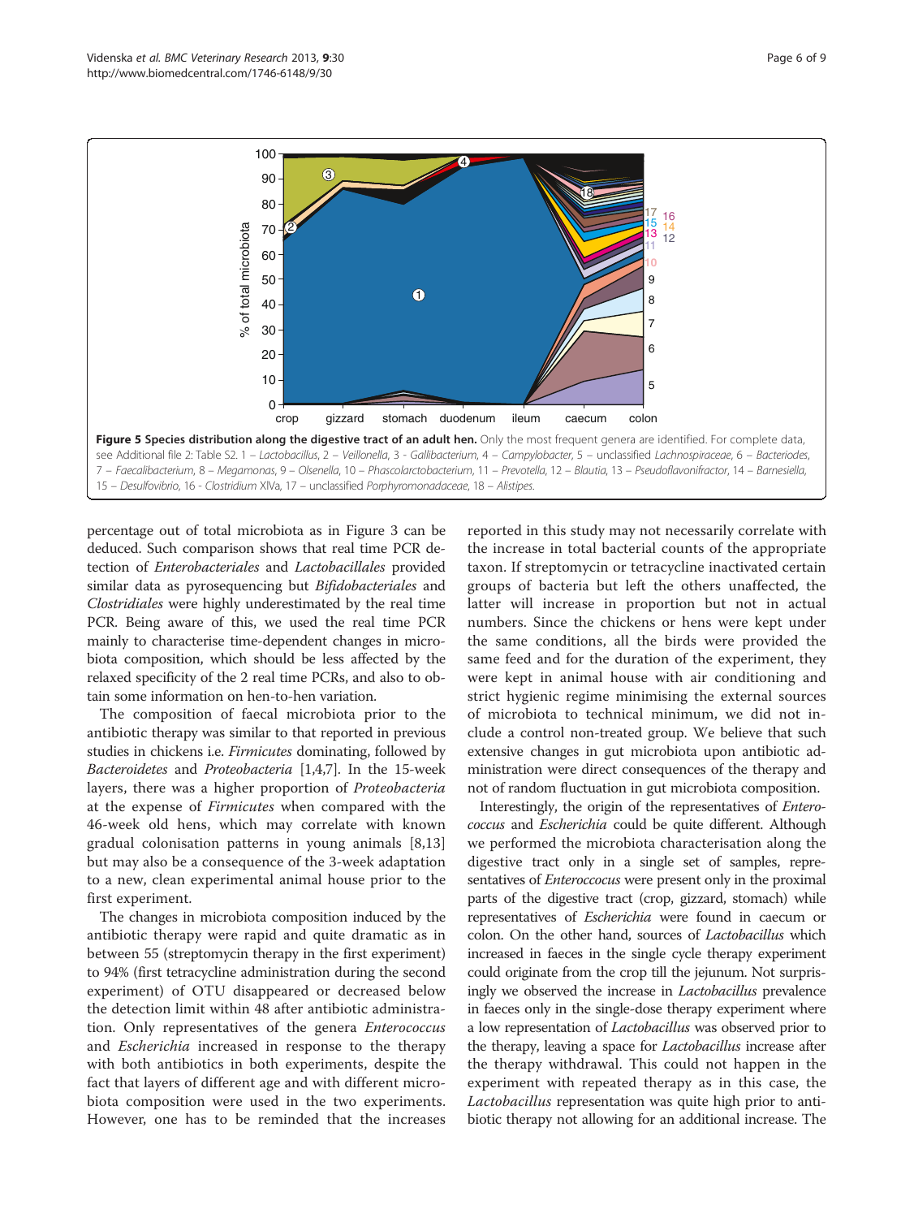100
90
80
70
60
50
40
30
20
10
0

% of total microbiota

crop gizzard stomach duodenum ileum caecum colon

1 2 3 4 5 6 7 8 9 10 11 12 13 14 15 16 17 18

**Figure 5 Species distribution along the digestive tract of an adult hen.** Only the most frequent genera are identified. For complete data, see Additional file 2: Table S2. 1 – *Lactobacillus*, 2 – *Veillonella*, 3 - *Gallibacterium*, 4 – *Campylobacter*, 5 – unclassified *Lachnospiraceae*, 6 – *Bacteriodes*, 7 – *Faecalibacterium*, 8 – *Megamonas*, 9 – *Olsenella*, 10 – *Phascolarctobacterium*, 11 – *Prevotella*, 12 – *Blautia*, 13 – *Pseudoflavonifractor*, 14 – *Barnesiella*, 15 – *Desulfovibrio*, 16 - *Clostridium* XIVa, 17 – unclassified *Porphyromonadaceae*, 18 – *Alistipes*.

percentage out of total microbiota as in Figure 3 can be deduced. Such comparison shows that real time PCR detection of *Enterobacteriales* and *Lactobacillales* provided similar data as pyrosequencing but *Bifidobacteriales* and *Clostridiales* were highly underestimated by the real time PCR. Being aware of this, we used the real time PCR mainly to characterise time-dependent changes in microbiota composition, which should be less affected by the relaxed specificity of the 2 real time PCRs, and also to obtain some information on hen-to-hen variation.

The composition of faecal microbiota prior to the antibiotic therapy was similar to that reported in previous studies in chickens i.e. *Firmicutes* dominating, followed by *Bacteroidetes* and *Proteobacteria* [1,4,7]. In the 15-week layers, there was a higher proportion of *Proteobacteria* at the expense of *Firmicutes* when compared with the 46-week old hens, which may correlate with known gradual colonisation patterns in young animals [8,13] but may also be a consequence of the 3-week adaptation to a new, clean experimental animal house prior to the first experiment.

The changes in microbiota composition induced by the antibiotic therapy were rapid and quite dramatic as in between 55 (streptomycin therapy in the first experiment) to 94% (first tetracycline administration during the second experiment) of OTU disappeared or decreased below the detection limit within 48 after antibiotic administration. Only representatives of the genera *Enterococcus* and *Escherichia* increased in response to the therapy with both antibiotics in both experiments, despite the fact that layers of different age and with different microbiota composition were used in the two experiments. However, one has to be reminded that the increases reported in this study may not necessarily correlate with the increase in total bacterial counts of the appropriate taxon. If streptomycin or tetracycline inactivated certain groups of bacteria but left the others unaffected, the latter will increase in proportion but not in actual numbers. Since the chickens or hens were kept under the same conditions, all the birds were provided the same feed and for the duration of the experiment, they were kept in animal house with air conditioning and strict hygienic regime minimising the external sources of microbiota to technical minimum, we did not include a control non-treated group. We believe that such extensive changes in gut microbiota upon antibiotic administration were direct consequences of the therapy and not of random fluctuation in gut microbiota composition.

Interestingly, the origin of the representatives of *Enterococcus* and *Escherichia* could be quite different. Although we performed the microbiota characterisation along the digestive tract only in a single set of samples, representatives of *Enterococcus* were present only in the proximal parts of the digestive tract (crop, gizzard, stomach) while representatives of *Escherichia* were found in caecum or colon. On the other hand, sources of *Lactobacillus* which increased in faeces in the single cycle therapy experiment could originate from the crop till the jejunum. Not surprisingly we observed the increase in *Lactobacillus* prevalence in faeces only in the single-dose therapy experiment where a low representation of *Lactobacillus* was observed prior to the therapy, leaving a space for *Lactobacillus* increase after the therapy withdrawal. This could not happen in the experiment with repeated therapy as in this case, the *Lactobacillus* representation was quite high prior to antibiotic therapy not allowing for an additional increase. The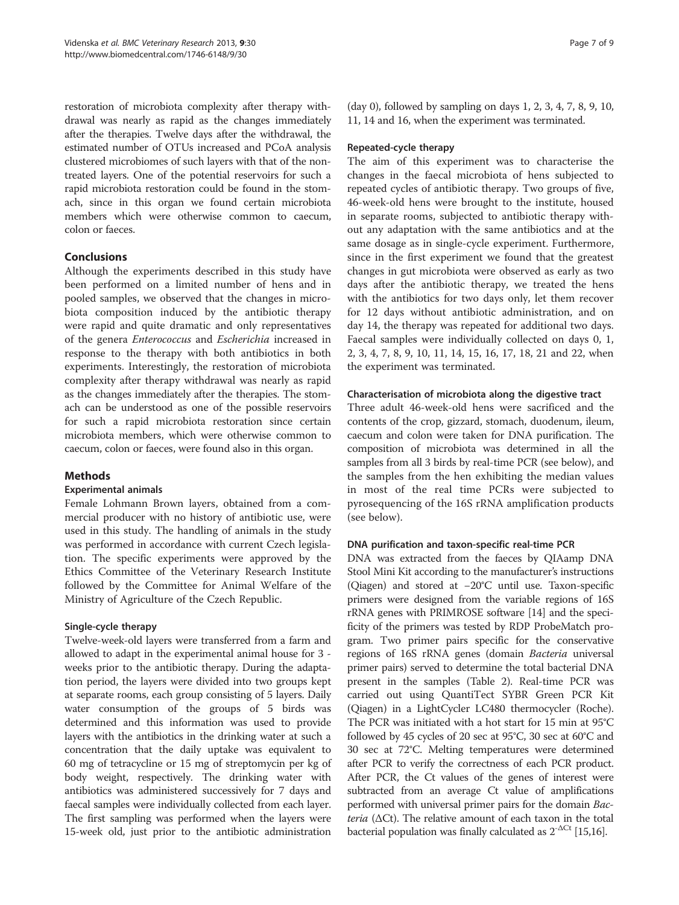restoration of microbiota complexity after therapy withdrawal was nearly as rapid as the changes immediately after the therapies. Twelve days after the withdrawal, the estimated number of OTUs increased and PCoA analysis clustered microbiomes of such layers with that of the non-treated layers. One of the potential reservoirs for such a rapid microbiota restoration could be found in the stomach, since in this organ we found certain microbiota members which were otherwise common to caecum, colon or faeces.

## Conclusions

Although the experiments described in this study have been performed on a limited number of hens and in pooled samples, we observed that the changes in microbiota composition induced by the antibiotic therapy were rapid and quite dramatic and only representatives of the genera *Enterococcus* and *Escherichia* increased in response to the therapy with both antibiotics in both experiments. Interestingly, the restoration of microbiota complexity after therapy withdrawal was nearly as rapid as the changes immediately after the therapies. The stomach can be understood as one of the possible reservoirs for such a rapid microbiota restoration since certain microbiota members, which were otherwise common to caecum, colon or faeces, were found also in this organ.

## Methods

### Experimental animals

Female Lohmann Brown layers, obtained from a commercial producer with no history of antibiotic use, were used in this study. The handling of animals in the study was performed in accordance with current Czech legislation. The specific experiments were approved by the Ethics Committee of the Veterinary Research Institute followed by the Committee for Animal Welfare of the Ministry of Agriculture of the Czech Republic.

### Single-cycle therapy

Twelve-week-old layers were transferred from a farm and allowed to adapt in the experimental animal house for 3 - weeks prior to the antibiotic therapy. During the adaptation period, the layers were divided into two groups kept at separate rooms, each group consisting of 5 layers. Daily water consumption of the groups of 5 birds was determined and this information was used to provide layers with the antibiotics in the drinking water at such a concentration that the daily uptake was equivalent to 60 mg of tetracycline or 15 mg of streptomycin per kg of body weight, respectively. The drinking water with antibiotics was administered successively for 7 days and faecal samples were individually collected from each layer. The first sampling was performed when the layers were 15-week old, just prior to the antibiotic administration (day 0), followed by sampling on days 1, 2, 3, 4, 7, 8, 9, 10, 11, 14 and 16, when the experiment was terminated.

### Repeated-cycle therapy

The aim of this experiment was to characterise the changes in the faecal microbiota of hens subjected to repeated cycles of antibiotic therapy. Two groups of five, 46-week-old hens were brought to the institute, housed in separate rooms, subjected to antibiotic therapy without any adaptation with the same antibiotics and at the same dosage as in single-cycle experiment. Furthermore, since in the first experiment we found that the greatest changes in gut microbiota were observed as early as two days after the antibiotic therapy, we treated the hens with the antibiotics for two days only, let them recover for 12 days without antibiotic administration, and on day 14, the therapy was repeated for additional two days. Faecal samples were individually collected on days 0, 1, 2, 3, 4, 7, 8, 9, 10, 11, 14, 15, 16, 17, 18, 21 and 22, when the experiment was terminated.

### Characterisation of microbiota along the digestive tract

Three adult 46-week-old hens were sacrificed and the contents of the crop, gizzard, stomach, duodenum, ileum, caecum and colon were taken for DNA purification. The composition of microbiota was determined in all the samples from all 3 birds by real-time PCR (see below), and the samples from the hen exhibiting the median values in most of the real time PCRs were subjected to pyrosequencing of the 16S rRNA amplification products (see below).

### DNA purification and taxon-specific real-time PCR

DNA was extracted from the faeces by QIAamp DNA Stool Mini Kit according to the manufacturer's instructions (Qiagen) and stored at −20°C until use. Taxon-specific primers were designed from the variable regions of 16S rRNA genes with PRIMROSE software [14] and the specificity of the primers was tested by RDP ProbeMatch program. Two primer pairs specific for the conservative regions of 16S rRNA genes (domain *Bacteria* universal primer pairs) served to determine the total bacterial DNA present in the samples (Table 2). Real-time PCR was carried out using QuantiTect SYBR Green PCR Kit (Qiagen) in a LightCycler LC480 thermocycler (Roche). The PCR was initiated with a hot start for 15 min at 95°C followed by 45 cycles of 20 sec at 95°C, 30 sec at 60°C and 30 sec at 72°C. Melting temperatures were determined after PCR to verify the correctness of each PCR product. After PCR, the Ct values of the genes of interest were subtracted from an average Ct value of amplifications performed with universal primer pairs for the domain *Bacteria* ($\Delta Ct$). The relative amount of each taxon in the total bacterial population was finally calculated as $2^{-\Delta Ct}$ [15,16].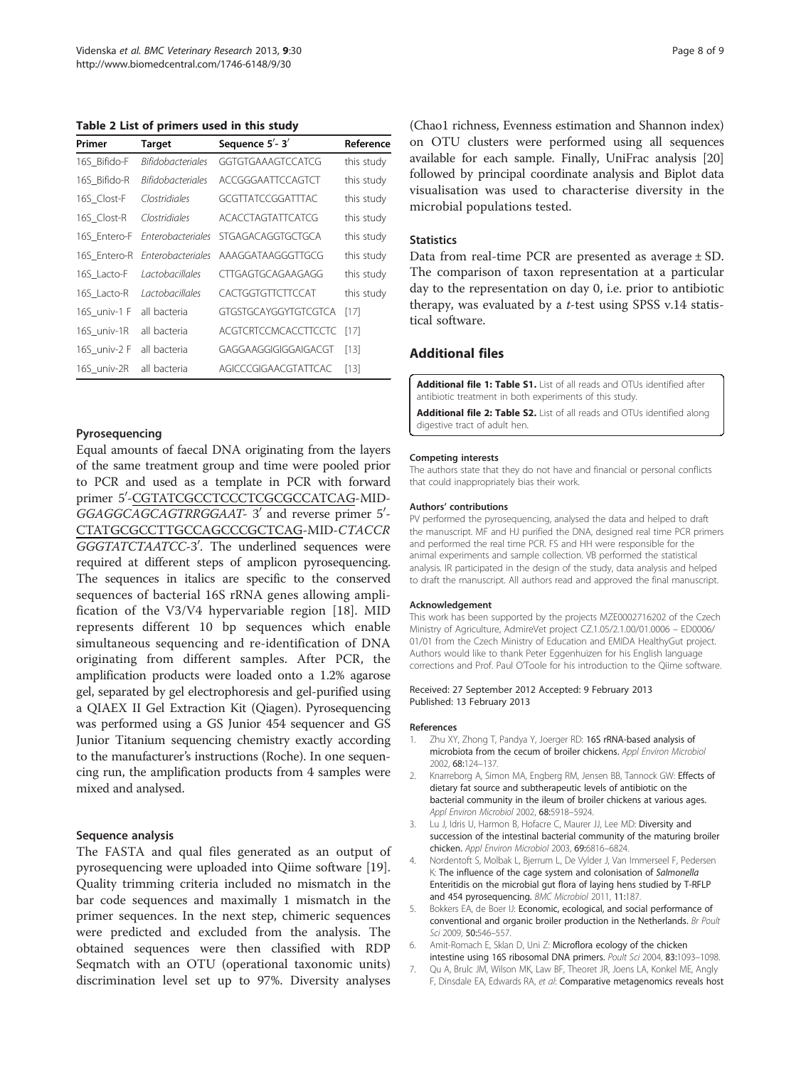**Table 2 List of primers used in this study**

| Primer | Target | Sequence 5′- 3′ | Reference |
|---|---|---|---|
| 16S_Bifido-F | *Bifidobacteriales* | GGTGTGAAAGTCCATCG | this study |
| 16S_Bifido-R | *Bifidobacteriales* | ACCGGGAATTCCAGTCT | this study |
| 16S_Clost-F | *Clostridiales* | GCGTTATCCGGATTTAC | this study |
| 16S_Clost-R | *Clostridiales* | ACACCTAGTATTCATCG | this study |
| 16S_Entero-F | *Enterobacteriales* | STGAGACAGGTGCTGCA | this study |
| 16S_Entero-R | *Enterobacteriales* | AAAGGATAAGGGTTGCG | this study |
| 16S_Lacto-F | *Lactobacillales* | CTTGAGTGCAGAAGAGG | this study |
| 16S_Lacto-R | *Lactobacillales* | CACTGGTGTTCTTCCAT | this study |
| 16S_univ-1 F | all bacteria | GTGSTGCAYGGYTGTCGTCA | [17] |
| 16S_univ-1R | all bacteria | ACGTCRTCCMCACCTTCCTC | [17] |
| 16S_univ-2 F | all bacteria | GAGGAAGGIGIGGAIGACGT | [13] |
| 16S_univ-2R | all bacteria | AGICCCGIGAACGTATTCAC | [13] |

### Pyrosequencing

Equal amounts of faecal DNA originating from the layers of the same treatment group and time were pooled prior to PCR and used as a template in PCR with forward primer 5′-CGTATCGCCTCCCTCGCGCCATCAG-MID-*GGAGGCAGCAGTRRGGAAT*- 3′ and reverse primer 5′-CTATGCGCCTTGCCAGCCCGCTCAG-MID-*CTACCRGGGTATCTAATCC*-3′. The underlined sequences were required at different steps of amplicon pyrosequencing. The sequences in italics are specific to the conserved sequences of bacterial 16S rRNA genes allowing amplification of the V3/V4 hypervariable region [18]. MID represents different 10 bp sequences which enable simultaneous sequencing and re-identification of DNA originating from different samples. After PCR, the amplification products were loaded onto a 1.2% agarose gel, separated by gel electrophoresis and gel-purified using a QIAEX II Gel Extraction Kit (Qiagen). Pyrosequencing was performed using a GS Junior 454 sequencer and GS Junior Titanium sequencing chemistry exactly according to the manufacturer's instructions (Roche). In one sequencing run, the amplification products from 4 samples were mixed and analysed.

### Sequence analysis

The FASTA and qual files generated as an output of pyrosequencing were uploaded into Qiime software [19]. Quality trimming criteria included no mismatch in the bar code sequences and maximally 1 mismatch in the primer sequences. In the next step, chimeric sequences were predicted and excluded from the analysis. The obtained sequences were then classified with RDP Seqmatch with an OTU (operational taxonomic units) discrimination level set up to 97%. Diversity analyses (Chao1 richness, Evenness estimation and Shannon index) on OTU clusters were performed using all sequences available for each sample. Finally, UniFrac analysis [20] followed by principal coordinate analysis and Biplot data visualisation was used to characterise diversity in the microbial populations tested.

### Statistics

Data from real-time PCR are presented as average ± SD. The comparison of taxon representation at a particular day to the representation on day 0, i.e. prior to antibiotic therapy, was evaluated by a *t*-test using SPSS v.14 statistical software.

## Additional files

**Additional file 1: Table S1.** List of all reads and OTUs identified after antibiotic treatment in both experiments of this study.

**Additional file 2: Table S2.** List of all reads and OTUs identified along digestive tract of adult hen.

#### Competing interests

The authors state that they do not have and financial or personal conflicts that could inappropriately bias their work.

#### Authors' contributions

PV performed the pyrosequencing, analysed the data and helped to draft the manuscript. MF and HJ purified the DNA, designed real time PCR primers and performed the real time PCR. FS and HH were responsible for the animal experiments and sample collection. VB performed the statistical analysis. IR participated in the design of the study, data analysis and helped to draft the manuscript. All authors read and approved the final manuscript.

#### Acknowledgement

This work has been supported by the projects MZE0002716202 of the Czech Ministry of Agriculture, AdmireVet project CZ.1.05/2.1.00/01.0006 – ED0006/01/01 from the Czech Ministry of Education and EMIDA HealthyGut project. Authors would like to thank Peter Eggenhuizen for his English language corrections and Prof. Paul O'Toole for his introduction to the Qiime software.

Received: 27 September 2012 Accepted: 9 February 2013
Published: 13 February 2013

#### References

1. Zhu XY, Zhong T, Pandya Y, Joerger RD: **16S rRNA-based analysis of microbiota from the cecum of broiler chickens.** *Appl Environ Microbiol* 2002, **68:**124–137.
2. Knarreborg A, Simon MA, Engberg RM, Jensen BB, Tannock GW: **Effects of dietary fat source and subtherapeutic levels of antibiotic on the bacterial community in the ileum of broiler chickens at various ages.** *Appl Environ Microbiol* 2002, **68:**5918–5924.
3. Lu J, Idris U, Harmon B, Hofacre C, Maurer JJ, Lee MD: **Diversity and succession of the intestinal bacterial community of the maturing broiler chicken.** *Appl Environ Microbiol* 2003, **69:**6816–6824.
4. Nordentoft S, Molbak L, Bjerrum L, De Vylder J, Van Immerseel F, Pedersen K: **The influence of the cage system and colonisation of *Salmonella* Enteritidis on the microbial gut flora of laying hens studied by T-RFLP and 454 pyrosequencing.** *BMC Microbiol* 2011, **11:**187.
5. Bokkers EA, de Boer IJ: **Economic, ecological, and social performance of conventional and organic broiler production in the Netherlands.** *Br Poult Sci* 2009, **50:**546–557.
6. Amit-Romach E, Sklan D, Uni Z: **Microflora ecology of the chicken intestine using 16S ribosomal DNA primers.** *Poult Sci* 2004, **83:**1093–1098.
7. Qu A, Brulc JM, Wilson MK, Law BF, Theoret JR, Joens LA, Konkel ME, Angly F, Dinsdale EA, Edwards RA, *et al*: **Comparative metagenomics reveals host**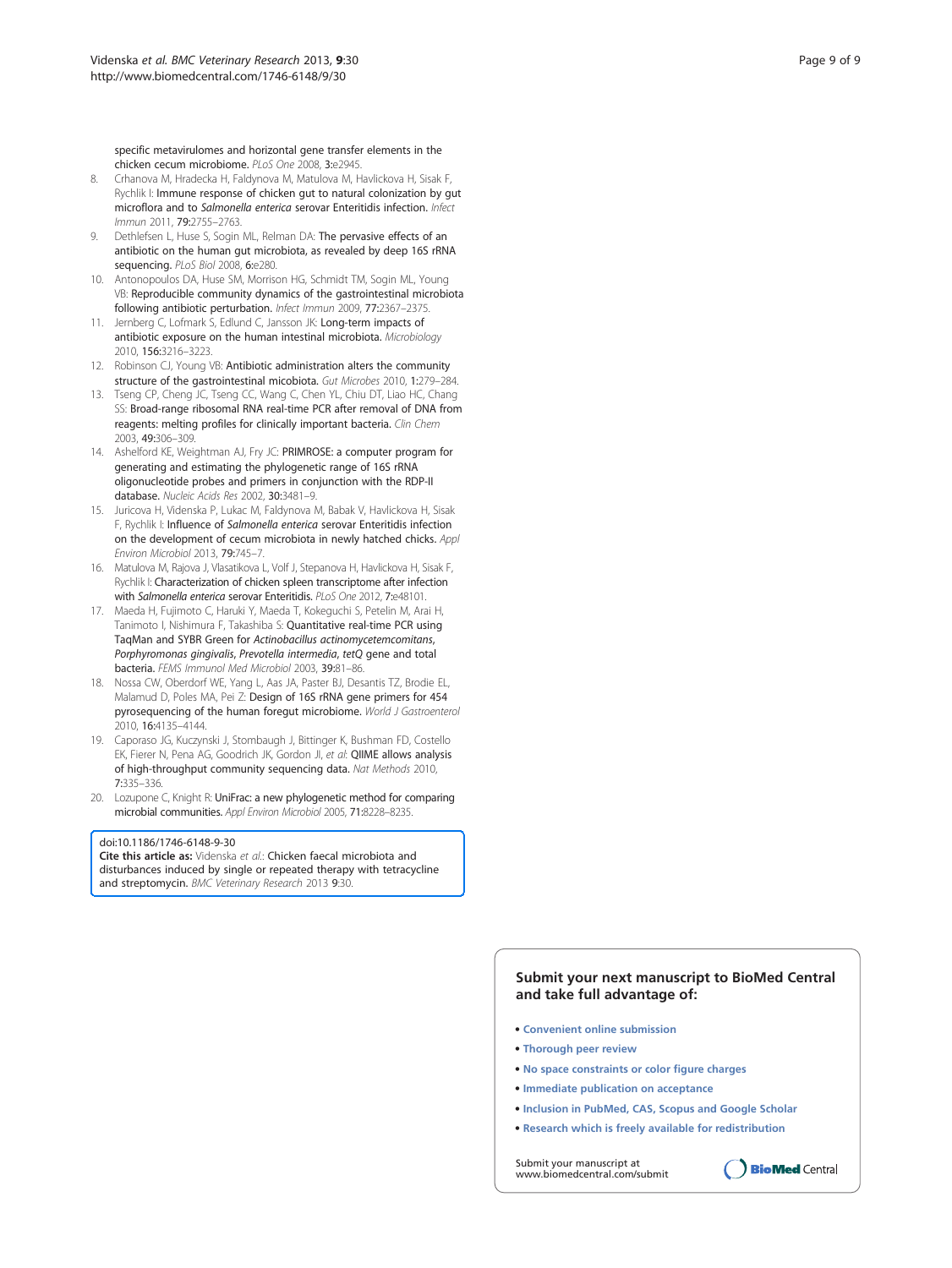specific metavirulomes and horizontal gene transfer elements in the chicken cecum microbiome. *PLoS One* 2008, **3**:e2945.

8. Crhanova M, Hradecka H, Faldynova M, Matulova M, Havlickova H, Sisak F, Rychlik I: Immune response of chicken gut to natural colonization by gut microflora and to *Salmonella enterica* serovar Enteritidis infection. *Infect Immun* 2011, **79**:2755–2763.
9. Dethlefsen L, Huse S, Sogin ML, Relman DA: The pervasive effects of an antibiotic on the human gut microbiota, as revealed by deep 16S rRNA sequencing. *PLoS Biol* 2008, **6**:e280.
10. Antonopoulos DA, Huse SM, Morrison HG, Schmidt TM, Sogin ML, Young VB: Reproducible community dynamics of the gastrointestinal microbiota following antibiotic perturbation. *Infect Immun* 2009, **77**:2367–2375.
11. Jernberg C, Lofmark S, Edlund C, Jansson JK: Long-term impacts of antibiotic exposure on the human intestinal microbiota. *Microbiology* 2010, **156**:3216–3223.
12. Robinson CJ, Young VB: Antibiotic administration alters the community structure of the gastrointestinal micobiota. *Gut Microbes* 2010, **1**:279–284.
13. Tseng CP, Cheng JC, Tseng CC, Wang C, Chen YL, Chiu DT, Liao HC, Chang SS: Broad-range ribosomal RNA real-time PCR after removal of DNA from reagents: melting profiles for clinically important bacteria. *Clin Chem* 2003, **49**:306–309.
14. Ashelford KE, Weightman AJ, Fry JC: PRIMROSE: a computer program for generating and estimating the phylogenetic range of 16S rRNA oligonucleotide probes and primers in conjunction with the RDP-II database. *Nucleic Acids Res* 2002, **30**:3481–9.
15. Juricova H, Videnska P, Lukac M, Faldynova M, Babak V, Havlickova H, Sisak F, Rychlik I: Influence of *Salmonella enterica* serovar Enteritidis infection on the development of cecum microbiota in newly hatched chicks. *Appl Environ Microbiol* 2013, **79**:745–7.
16. Matulova M, Rajova J, Vlasatikova L, Volf J, Stepanova H, Havlickova H, Sisak F, Rychlik I: Characterization of chicken spleen transcriptome after infection with *Salmonella enterica* serovar Enteritidis. *PLoS One* 2012, **7**:e48101.
17. Maeda H, Fujimoto C, Haruki Y, Maeda T, Kokeguchi S, Petelin M, Arai H, Tanimoto I, Nishimura F, Takashiba S: Quantitative real-time PCR using TaqMan and SYBR Green for *Actinobacillus actinomycetemcomitans*, *Porphyromonas gingivalis*, *Prevotella intermedia*, *tetQ* gene and total bacteria. *FEMS Immunol Med Microbiol* 2003, **39**:81–86.
18. Nossa CW, Oberdorf WE, Yang L, Aas JA, Paster BJ, Desantis TZ, Brodie EL, Malamud D, Poles MA, Pei Z: Design of 16S rRNA gene primers for 454 pyrosequencing of the human foregut microbiome. *World J Gastroenterol* 2010, **16**:4135–4144.
19. Caporaso JG, Kuczynski J, Stombaugh J, Bittinger K, Bushman FD, Costello EK, Fierer N, Pena AG, Goodrich JK, Gordon JI, *et al*: QIIME allows analysis of high-throughput community sequencing data. *Nat Methods* 2010, **7**:335–336.
20. Lozupone C, Knight R: UniFrac: a new phylogenetic method for comparing microbial communities. *Appl Environ Microbiol* 2005, **71**:8228–8235.

doi:10.1186/1746-6148-9-30

**Cite this article as:** Videnska *et al.*: Chicken faecal microbiota and disturbances induced by single or repeated therapy with tetracycline and streptomycin. *BMC Veterinary Research* 2013 **9**:30.

**Submit your next manuscript to BioMed Central and take full advantage of:**

- **Convenient online submission**
- **Thorough peer review**
- **No space constraints or color figure charges**
- **Immediate publication on acceptance**
- **Inclusion in PubMed, CAS, Scopus and Google Scholar**
- **Research which is freely available for redistribution**

Submit your manuscript at www.biomedcentral.com/submit

BioMed Central